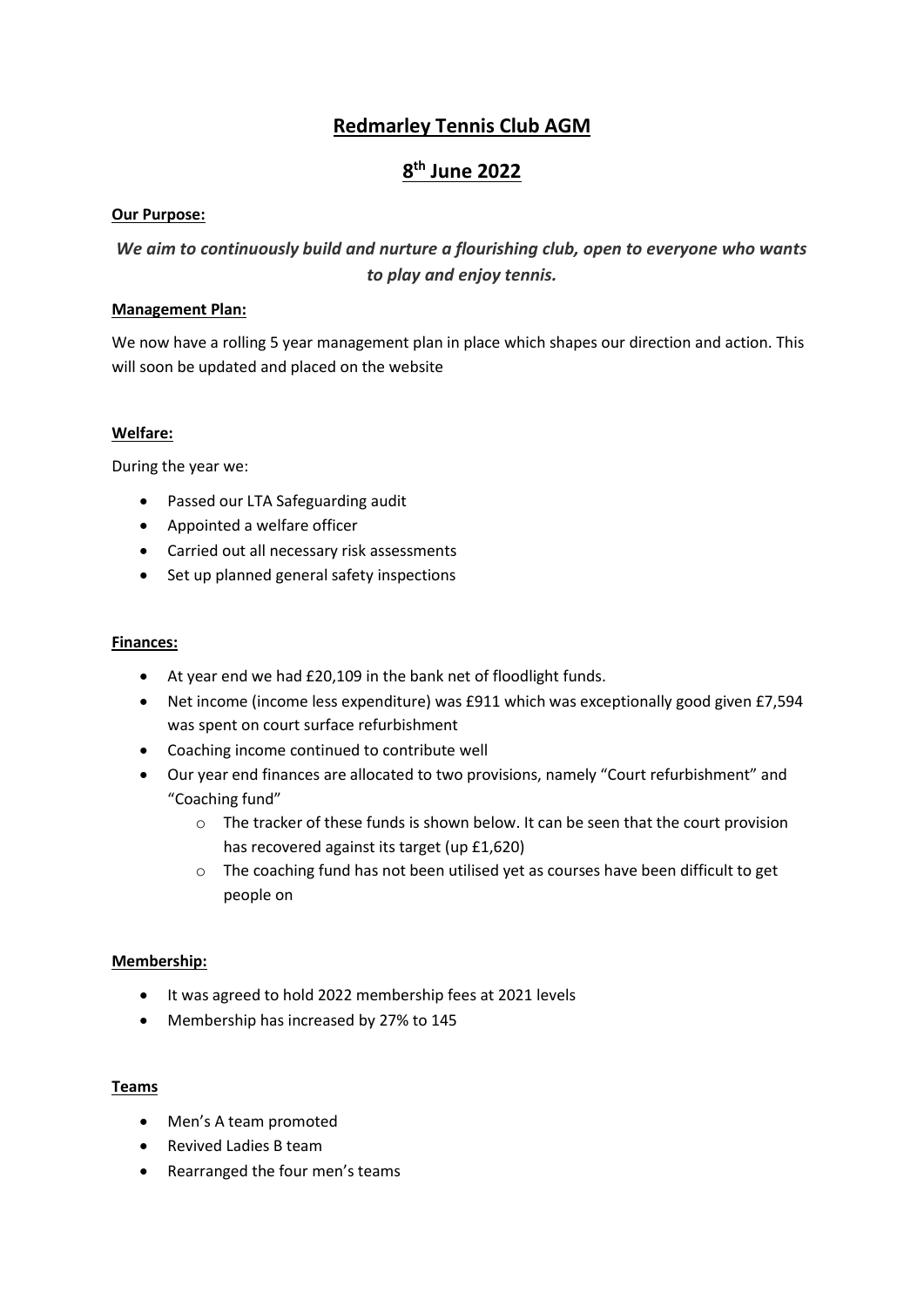# Redmarley Tennis Club AGM

## 8th June 2022

**Our Purpose:**

***We aim to continuously build and nurture a flourishing club, open to everyone who wants to play and enjoy tennis.***

**Management Plan:**

We now have a rolling 5 year management plan in place which shapes our direction and action. This will soon be updated and placed on the website

**Welfare:**

During the year we:

- Passed our LTA Safeguarding audit
- Appointed a welfare officer
- Carried out all necessary risk assessments
- Set up planned general safety inspections

**Finances:**

- At year end we had £20,109 in the bank net of floodlight funds.
- Net income (income less expenditure) was £911 which was exceptionally good given £7,594 was spent on court surface refurbishment
- Coaching income continued to contribute well
- Our year end finances are allocated to two provisions, namely "Court refurbishment" and "Coaching fund"
    - The tracker of these funds is shown below. It can be seen that the court provision has recovered against its target (up £1,620)
    - The coaching fund has not been utilised yet as courses have been difficult to get people on

**Membership:**

- It was agreed to hold 2022 membership fees at 2021 levels
- Membership has increased by 27% to 145

**Teams**

- Men's A team promoted
- Revived Ladies B team
- Rearranged the four men's teams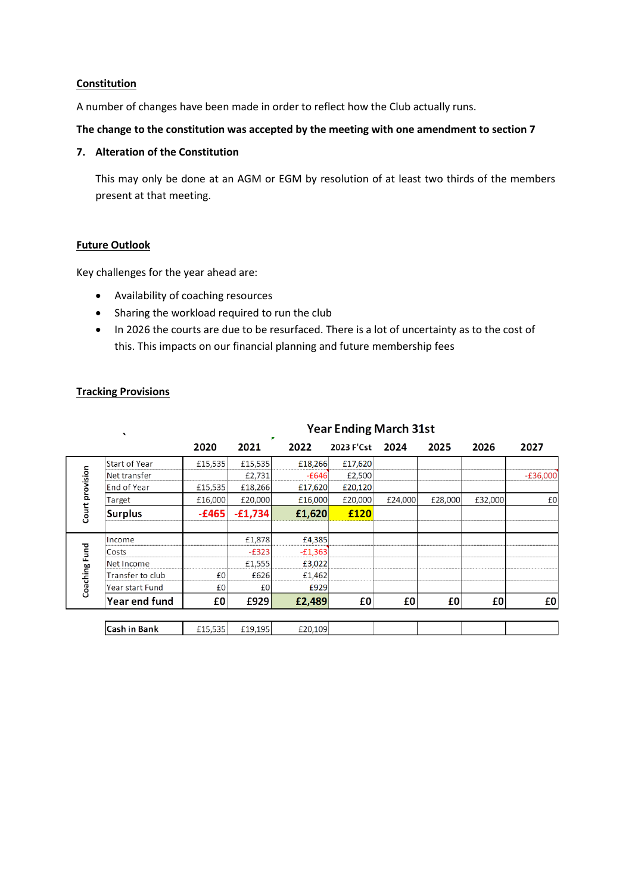**Constitution**

A number of changes have been made in order to reflect how the Club actually runs.

**The change to the constitution was accepted by the meeting with one amendment to section 7**

**7. Alteration of the Constitution**

This may only be done at an AGM or EGM by resolution of at least two thirds of the members present at that meeting.

**Future Outlook**

Key challenges for the year ahead are:

- Availability of coaching resources
- Sharing the workload required to run the club
- In 2026 the courts are due to be resurfaced. There is a lot of uncertainty as to the cost of this. This impacts on our financial planning and future membership fees

**Tracking Provisions**

| | | Year Ending March 31st | | | | | | | |
|---|---|---|---|---|---|---|---|---|---|
| | | 2020 | 2021 | 2022 | 2023 F'Cst | 2024 | 2025 | 2026 | 2027 |
| Court provision | Start of Year | £15,535 | £15,535 | £18,266 | £17,620 | | | | |
| | Net transfer | | £2,731 | -£646 | £2,500 | | | | -£36,000 |
| | End of Year | £15,535 | £18,266 | £17,620 | £20,120 | | | | |
| | Target | £16,000 | £20,000 | £16,000 | £20,000 | £24,000 | £28,000 | £32,000 | £0 |
| | **Surplus** | **-£465** | **-£1,734** | **£1,620** | **£120** | | | | |
| Coaching Fund | Income | | £1,878 | £4,385 | | | | | |
| | Costs | | -£323 | -£1,363 | | | | | |
| | Net Income | | £1,555 | £3,022 | | | | | |
| | Transfer to club | £0 | £626 | £1,462 | | | | | |
| | Year start Fund | £0 | £0 | £929 | | | | | |
| | **Year end fund** | **£0** | **£929** | **£2,489** | **£0** | **£0** | **£0** | **£0** | **£0** |
| | **Cash in Bank** | £15,535 | £19,195 | £20,109 | | | | | |